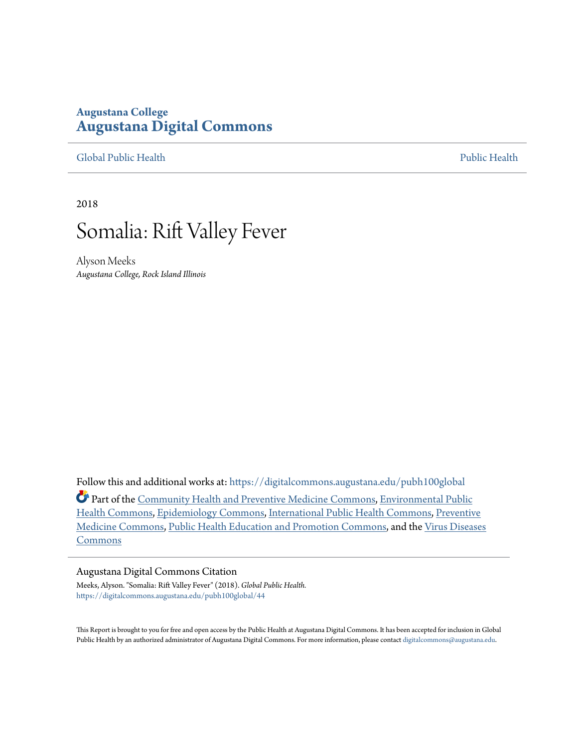**Augustana College**
**Augustana Digital Commons**

Global Public Health | Public Health

2018

# Somalia: Rift Valley Fever

Alyson Meeks
*Augustana College, Rock Island Illinois*

Follow this and additional works at: https://digitalcommons.augustana.edu/pubh100global

Part of the Community Health and Preventive Medicine Commons, Environmental Public Health Commons, Epidemiology Commons, International Public Health Commons, Preventive Medicine Commons, Public Health Education and Promotion Commons, and the Virus Diseases Commons

## Augustana Digital Commons Citation

Meeks, Alyson. "Somalia: Rift Valley Fever" (2018). *Global Public Health.*
https://digitalcommons.augustana.edu/pubh100global/44

This Report is brought to you for free and open access by the Public Health at Augustana Digital Commons. It has been accepted for inclusion in Global Public Health by an authorized administrator of Augustana Digital Commons. For more information, please contact digitalcommons@augustana.edu.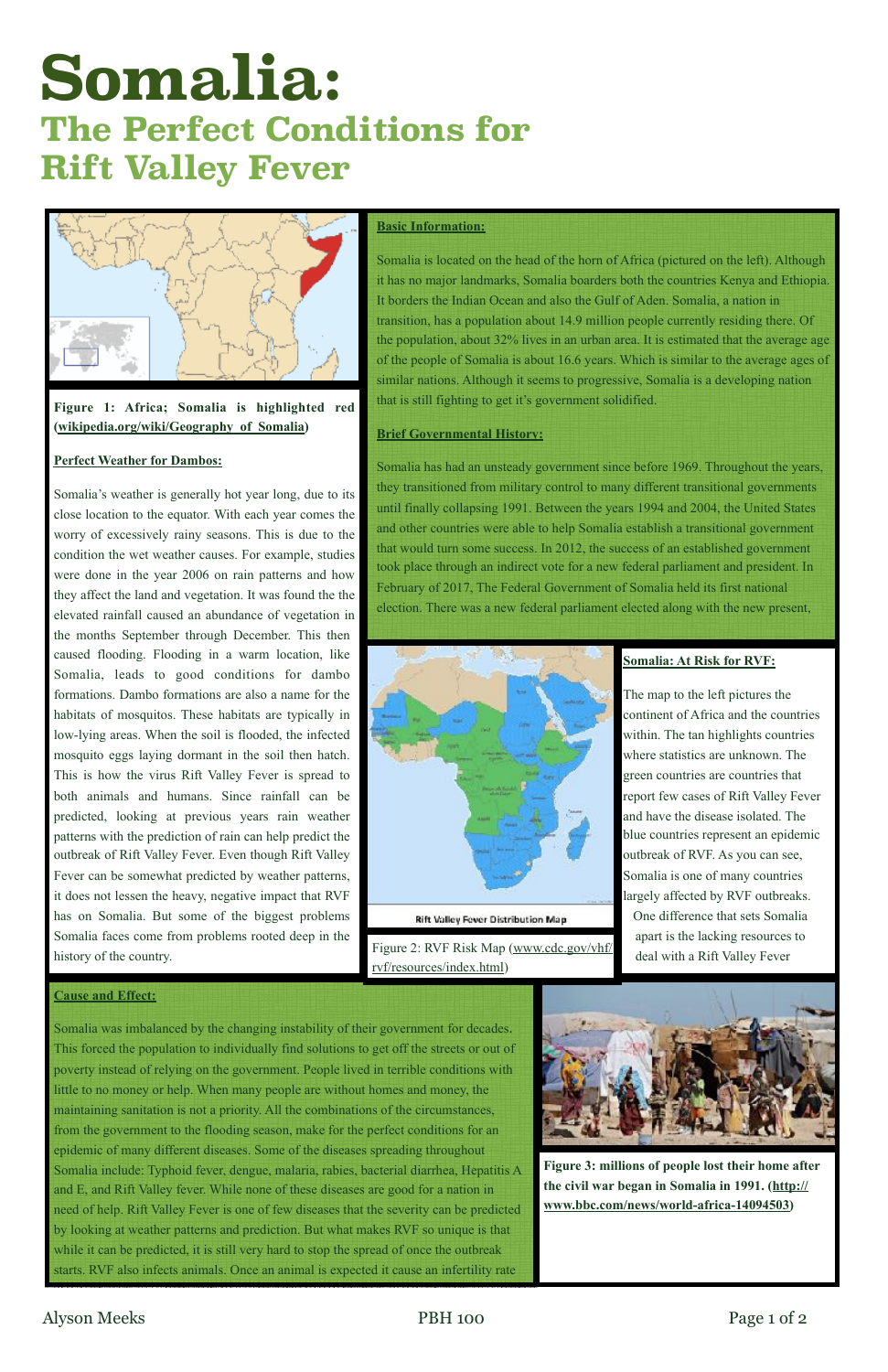# Somalia:

## The Perfect Conditions for Rift Valley Fever

Figure 1: Africa; Somalia is highlighted red (wikipedia.org/wiki/Geography_of_Somalia)

**Basic Information:**

Somalia is located on the head of the horn of Africa (pictured on the left). Although it has no major landmarks, Somalia boarders both the countries Kenya and Ethiopia. It borders the Indian Ocean and also the Gulf of Aden. Somalia, a nation in transition, has a population about 14.9 million people currently residing there. Of the population, about 32% lives in an urban area. It is estimated that the average age of the people of Somalia is about 16.6 years. Which is similar to the average ages of similar nations. Although it seems to progressive, Somalia is a developing nation that is still fighting to get it's government solidified.

**Brief Governmental History:**

Somalia has had an unsteady government since before 1969. Throughout the years, they transitioned from military control to many different transitional governments until finally collapsing 1991. Between the years 1994 and 2004, the United States and other countries were able to help Somalia establish a transitional government that would turn some success. In 2012, the success of an established government took place through an indirect vote for a new federal parliament and president. In February of 2017, The Federal Government of Somalia held its first national election. There was a new federal parliament elected along with the new present,

**Perfect Weather for Dambos:**

Somalia's weather is generally hot year long, due to its close location to the equator. With each year comes the worry of excessively rainy seasons. This is due to the condition the wet weather causes. For example, studies were done in the year 2006 on rain patterns and how they affect the land and vegetation. It was found the the elevated rainfall caused an abundance of vegetation in the months September through December. This then caused flooding. Flooding in a warm location, like Somalia, leads to good conditions for dambo formations. Dambo formations are also a name for the habitats of mosquitos. These habitats are typically in low-lying areas. When the soil is flooded, the infected mosquito eggs laying dormant in the soil then hatch. This is how the virus Rift Valley Fever is spread to both animals and humans. Since rainfall can be predicted, looking at previous years rain weather patterns with the prediction of rain can help predict the outbreak of Rift Valley Fever. Even though Rift Valley Fever can be somewhat predicted by weather patterns, it does not lessen the heavy, negative impact that RVF has on Somalia. But some of the biggest problems Somalia faces come from problems rooted deep in the history of the country.

Rift Valley Fever Distribution Map

Figure 2: RVF Risk Map (www.cdc.gov/vhf/rvf/resources/index.html)

**Somalia: At Risk for RVF:**

The map to the left pictures the continent of Africa and the countries within. The tan highlights countries where statistics are unknown. The green countries are countries that report few cases of Rift Valley Fever and have the disease isolated. The blue countries represent an epidemic outbreak of RVF. As you can see, Somalia is one of many countries largely affected by RVF outbreaks. One difference that sets Somalia apart is the lacking resources to deal with a Rift Valley Fever

**Cause and Effect:**

Somalia was imbalanced by the changing instability of their government for decades. This forced the population to individually find solutions to get off the streets or out of poverty instead of relying on the government. People lived in terrible conditions with little to no money or help. When many people are without homes and money, the maintaining sanitation is not a priority. All the combinations of the circumstances, from the government to the flooding season, make for the perfect conditions for an epidemic of many different diseases. Some of the diseases spreading throughout Somalia include: Typhoid fever, dengue, malaria, rabies, bacterial diarrhea, Hepatitis A and E, and Rift Valley fever. While none of these diseases are good for a nation in need of help. Rift Valley Fever is one of few diseases that the severity can be predicted by looking at weather patterns and prediction. But what makes RVF so unique is that while it can be predicted, it is still very hard to stop the spread of once the outbreak starts. RVF also infects animals. Once an animal is expected it cause an infertility rate

**Figure 3: millions of people lost their home after the civil war began in Somalia in 1991. (http://www.bbc.com/news/world-africa-14094503)**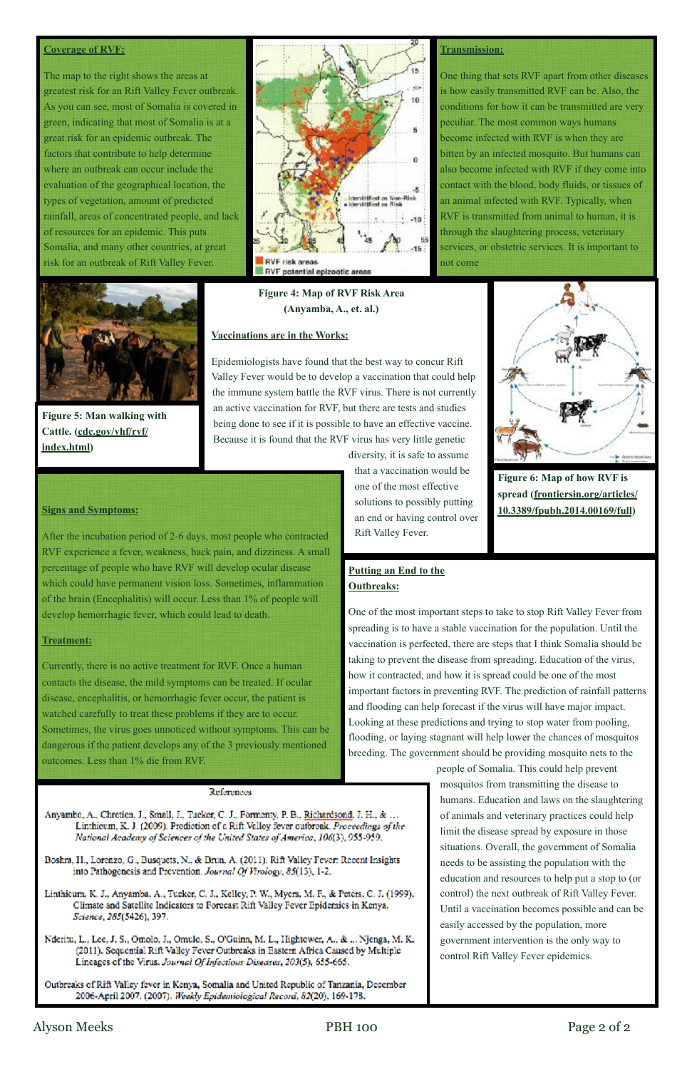**Coverage of RVF:**

The map to the right shows the areas at greatest risk for an Rift Valley Fever outbreak. As you can see, most of Somalia is covered in green, indicating that most of Somalia is at a great risk for an epidemic outbreak. The factors that contribute to help determine where an outbreak can occur include the evaluation of the geographical location, the types of vegetation, amount of predicted rainfall, areas of concentrated people, and lack of resources for an epidemic. This puts Somalia, and many other countries, at great risk for an outbreak of Rift Valley Fever.

RVF risk areas
RVF potential epizootic areas
Identified as Non-Risk
Identified as Risk

**Figure 4: Map of RVF Risk Area (Anyamba, A., et. al.)**

**Transmission:**

One thing that sets RVF apart from other diseases is how easily transmitted RVF can be. Also, the conditions for how it can be transmitted are very peculiar. The most common ways humans become infected with RVF is when they are bitten by an infected mosquito. But humans can also become infected with RVF if they come into contact with the blood, body fluids, or tissues of an animal infected with RVF. Typically, when RVF is transmitted from animal to human, it is through the slaughtering process, veterinary services, or obstetric services. It is important to not come

**Figure 5: Man walking with Cattle. (cdc.gov/vhf/rvf/index.html)**

**Vaccinations are in the Works:**

Epidemiologists have found that the best way to concur Rift Valley Fever would be to develop a vaccination that could help the immune system battle the RVF virus. There is not currently an active vaccination for RVF, but there are tests and studies being done to see if it is possible to have an effective vaccine. Because it is found that the RVF virus has very little genetic diversity, it is safe to assume that a vaccination would be one of the most effective solutions to possibly putting an end or having control over Rift Valley Fever.

**Figure 6: Map of how RVF is spread (frontiersin.org/articles/10.3389/fpubh.2014.00169/full)**

**Signs and Symptoms:**

After the incubation period of 2-6 days, most people who contracted RVF experience a fever, weakness, back pain, and dizziness. A small percentage of people who have RVF will develop ocular disease which could have permanent vision loss. Sometimes, inflammation of the brain (Encephalitis) will occur. Less than 1% of people will develop hemorrhagic fever, which could lead to death.

**Treatment:**

Currently, there is no active treatment for RVF. Once a human contacts the disease, the mild symptoms can be treated. If ocular disease, encephalitis, or hemorrhagic fever occur, the patient is watched carefully to treat these problems if they are to occur. Sometimes, the virus goes unnoticed without symptoms. This can be dangerous if the patient develops any of the 3 previously mentioned outcomes. Less than 1% die from RVF.

**Putting an End to the Outbreaks:**

One of the most important steps to take to stop Rift Valley Fever from spreading is to have a stable vaccination for the population. Until the vaccination is perfected, there are steps that I think Somalia should be taking to prevent the disease from spreading. Education of the virus, how it contracted, and how it is spread could be one of the most important factors in preventing RVF. The prediction of rainfall patterns and flooding can help forecast if the virus will have major impact. Looking at these predictions and trying to stop water from pooling, flooding, or laying stagnant will help lower the chances of mosquitos breeding. The government should be providing mosquito nets to the people of Somalia. This could help prevent mosquitos from transmitting the disease to humans. Education and laws on the slaughtering of animals and veterinary practices could help limit the disease spread by exposure in those situations. Overall, the government of Somalia needs to be assisting the population with the education and resources to help put a stop to (or control) the next outbreak of Rift Valley Fever. Until a vaccination becomes possible and can be easily accessed by the population, more government intervention is the only way to control Rift Valley Fever epidemics.

References

Anyamba, A., Chretien, J., Small, J., Tucker, C. J., Formenty, P. B., Richardson, J. H., & ... Linthicum, K. J. (2009). Prediction of a Rift Valley fever outbreak. *Proceedings of the National Academy of Sciences of the United States of America*, *106*(3), 955-959.

Boshra, H., Lorenzo, G., Busquets, N., & Brun, A. (2011). Rift Valley Fever: Recent Insights into Pathogenesis and Prevention. *Journal Of Virology*, *85*(13), 1-2.

Linthicum, K. J., Anyamba, A., Tucker, C. J., Kelley, P. W., Myers, M. F., & Peters, C. J. (1999). Climate and Satellite Indicators to Forecast Rift Valley Fever Epidemics in Kenya. *Science*, *285*(5426), 397.

Nderitu, L., Lee, J. S., Omolo, J., Omulo, S., O'Guinn, M. L., Hightower, A., & ... Njenga, M. K. (2011). Sequential Rift Valley Fever Outbreaks in Eastern Africa Caused by Multiple Lineages of the Virus. *Journal Of Infectious Diseases*, *203*(5), 655-665.

Outbreaks of Rift Valley fever in Kenya, Somalia and United Republic of Tanzania, December 2006-April 2007. (2007). *Weekly Epidemiological Record*, *82*(20), 169-178.

Alyson Meeks PBH 100